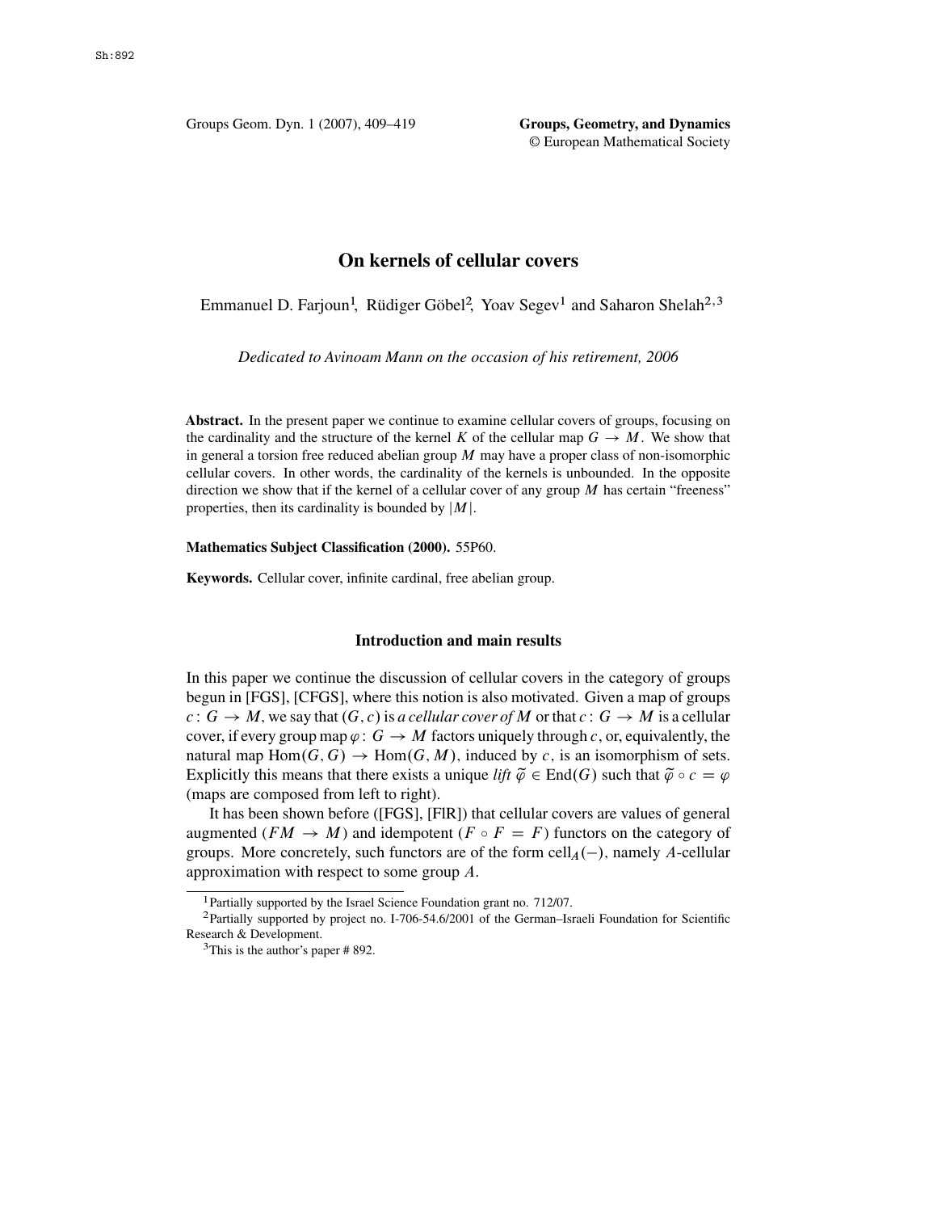# On kernels of cellular covers

Emmanuel D. Farjoun[1], Rüdiger Göbel[2], Yoav Segev[1] and Saharon Shelah[2,3]

*Dedicated to Avinoam Mann on the occasion of his retirement, 2006*

**Abstract.** In the present paper we continue to examine cellular covers of groups, focusing on the cardinality and the structure of the kernel $K$ of the cellular map $G \to M$. We show that in general a torsion free reduced abelian group $M$ may have a proper class of non-isomorphic cellular covers. In other words, the cardinality of the kernels is unbounded. In the opposite direction we show that if the kernel of a cellular cover of any group $M$ has certain "freeness" properties, then its cardinality is bounded by $|M|$.

**Mathematics Subject Classification (2000).** 55P60.

**Keywords.** Cellular cover, infinite cardinal, free abelian group.

## Introduction and main results

In this paper we continue the discussion of cellular covers in the category of groups begun in [FGS], [CFGS], where this notion is also motivated. Given a map of groups $c : G \to M$, we say that $(G, c)$ is *a cellular cover of* $M$ or that $c : G \to M$ is a cellular cover, if every group map $\varphi : G \to M$ factors uniquely through $c$, or, equivalently, the natural map $\mathrm{Hom}(G, G) \to \mathrm{Hom}(G, M)$, induced by $c$, is an isomorphism of sets. Explicitly this means that there exists a unique *lift* $\widetilde{\varphi} \in \mathrm{End}(G)$ such that $\widetilde{\varphi} \circ c = \varphi$ (maps are composed from left to right).

It has been shown before ([FGS], [FlR]) that cellular covers are values of general augmented ($FM \to M$) and idempotent ($F \circ F = F$) functors on the category of groups. More concretely, such functors are of the form $\mathrm{cell}_A(-)$, namely $A$-cellular approximation with respect to some group $A$.

[1] Partially supported by the Israel Science Foundation grant no. 712/07.

[2] Partially supported by project no. I-706-54.6/2001 of the German–Israeli Foundation for Scientific Research & Development.

[3] This is the author's paper # 892.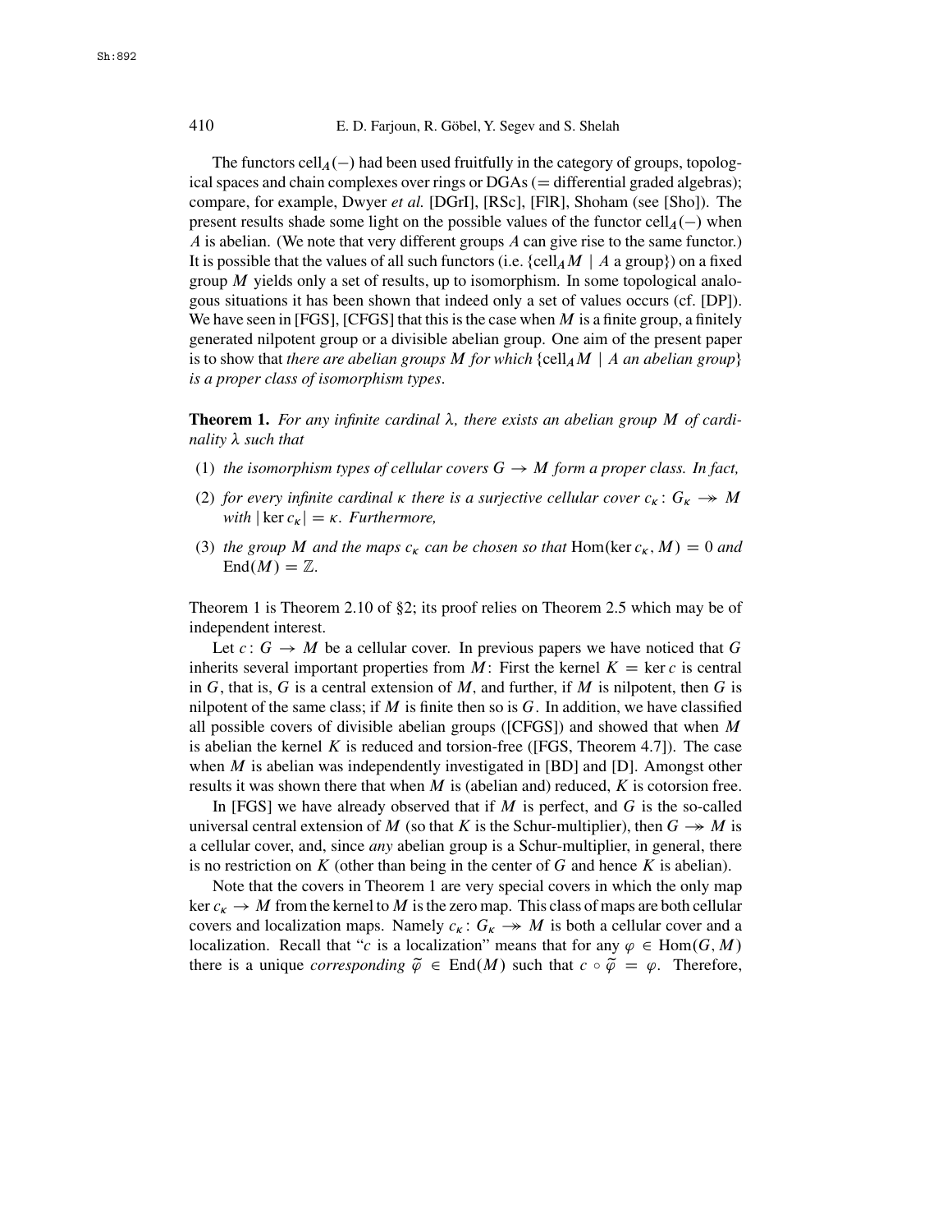The functors $\text{cell}_A(-)$ had been used fruitfully in the category of groups, topological spaces and chain complexes over rings or DGAs (= differential graded algebras); compare, for example, Dwyer *et al.* [DGrI], [RSc], [FlR], Shoham (see [Sho]). The present results shade some light on the possible values of the functor $\text{cell}_A(-)$ when $A$ is abelian. (We note that very different groups $A$ can give rise to the same functor.) It is possible that the values of all such functors (i.e. $\{\text{cell}_A M \mid A \text{ a group}\}$) on a fixed group $M$ yields only a set of results, up to isomorphism. In some topological analogous situations it has been shown that indeed only a set of values occurs (cf. [DP]). We have seen in [FGS], [CFGS] that this is the case when $M$ is a finite group, a finitely generated nilpotent group or a divisible abelian group. One aim of the present paper is to show that *there are abelian groups $M$ for which $\{\text{cell}_A M \mid A \text{ an abelian group}\}$ is a proper class of isomorphism types*.

**Theorem 1.** *For any infinite cardinal $\lambda$, there exists an abelian group $M$ of cardinality $\lambda$ such that*

(1) *the isomorphism types of cellular covers $G \to M$ form a proper class. In fact,*

(2) *for every infinite cardinal $\kappa$ there is a surjective cellular cover $c_\kappa \colon G_\kappa \twoheadrightarrow M$ with $|\ker c_\kappa| = \kappa$. Furthermore,*

(3) *the group $M$ and the maps $c_\kappa$ can be chosen so that* $\text{Hom}(\ker c_\kappa, M) = 0$ *and* $\text{End}(M) = \mathbb{Z}$.

Theorem 1 is Theorem 2.10 of §2; its proof relies on Theorem 2.5 which may be of independent interest.

Let $c \colon G \to M$ be a cellular cover. In previous papers we have noticed that $G$ inherits several important properties from $M$: First the kernel $K = \ker c$ is central in $G$, that is, $G$ is a central extension of $M$, and further, if $M$ is nilpotent, then $G$ is nilpotent of the same class; if $M$ is finite then so is $G$. In addition, we have classified all possible covers of divisible abelian groups ([CFGS]) and showed that when $M$ is abelian the kernel $K$ is reduced and torsion-free ([FGS, Theorem 4.7]). The case when $M$ is abelian was independently investigated in [BD] and [D]. Amongst other results it was shown there that when $M$ is (abelian and) reduced, $K$ is cotorsion free.

In [FGS] we have already observed that if $M$ is perfect, and $G$ is the so-called universal central extension of $M$ (so that $K$ is the Schur-multiplier), then $G \twoheadrightarrow M$ is a cellular cover, and, since *any* abelian group is a Schur-multiplier, in general, there is no restriction on $K$ (other than being in the center of $G$ and hence $K$ is abelian).

Note that the covers in Theorem 1 are very special covers in which the only map $\ker c_\kappa \to M$ from the kernel to $M$ is the zero map. This class of maps are both cellular covers and localization maps. Namely $c_\kappa \colon G_\kappa \twoheadrightarrow M$ is both a cellular cover and a localization. Recall that "$c$ is a localization" means that for any $\varphi \in \text{Hom}(G, M)$ there is a unique *corresponding* $\widetilde{\varphi} \in \text{End}(M)$ such that $c \circ \widetilde{\varphi} = \varphi$. Therefore,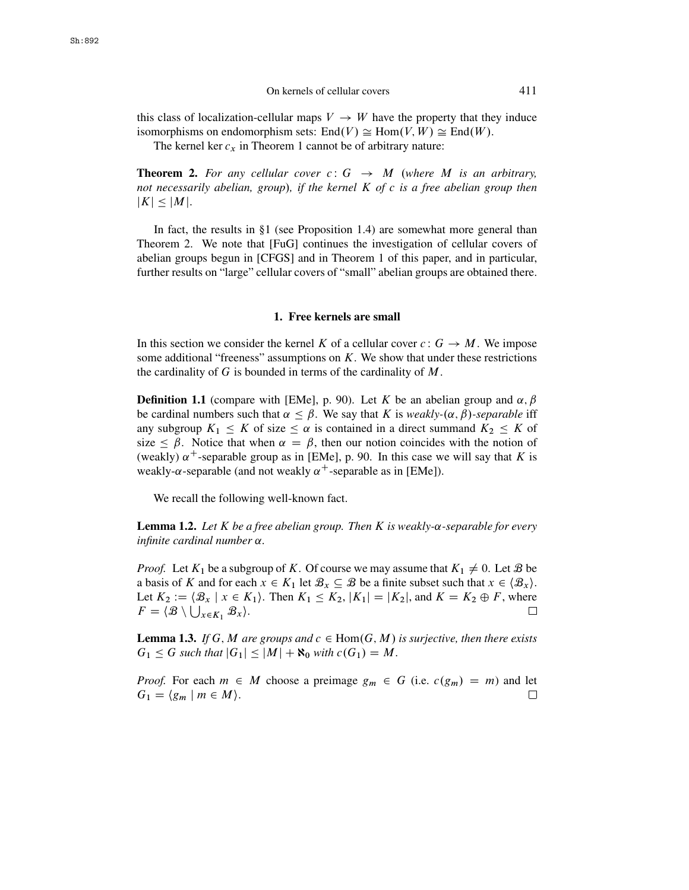this class of localization-cellular maps $V \to W$ have the property that they induce isomorphisms on endomorphism sets: $\mathrm{End}(V) \cong \mathrm{Hom}(V, W) \cong \mathrm{End}(W)$.

The kernel $\ker c_x$ in Theorem 1 cannot be of arbitrary nature:

**Theorem 2.** *For any cellular cover $c : G \to M$ (where $M$ is an arbitrary, not necessarily abelian, group), if the kernel $K$ of $c$ is a free abelian group then $|K| \leq |M|$.*

In fact, the results in §1 (see Proposition 1.4) are somewhat more general than Theorem 2. We note that [FuG] continues the investigation of cellular covers of abelian groups begun in [CFGS] and in Theorem 1 of this paper, and in particular, further results on "large" cellular covers of "small" abelian groups are obtained there.

## 1. Free kernels are small

In this section we consider the kernel $K$ of a cellular cover $c : G \to M$. We impose some additional "freeness" assumptions on $K$. We show that under these restrictions the cardinality of $G$ is bounded in terms of the cardinality of $M$.

**Definition 1.1** (compare with [EMe], p. 90). Let $K$ be an abelian group and $\alpha, \beta$ be cardinal numbers such that $\alpha \leq \beta$. We say that $K$ is *weakly-$(\alpha, \beta)$-separable* iff any subgroup $K_1 \leq K$ of size $\leq \alpha$ is contained in a direct summand $K_2 \leq K$ of size $\leq \beta$. Notice that when $\alpha = \beta$, then our notion coincides with the notion of (weakly) $\alpha^+$-separable group as in [EMe], p. 90. In this case we will say that $K$ is weakly-$\alpha$-separable (and not weakly $\alpha^+$-separable as in [EMe]).

We recall the following well-known fact.

**Lemma 1.2.** *Let $K$ be a free abelian group. Then $K$ is weakly-$\alpha$-separable for every infinite cardinal number $\alpha$.*

*Proof.* Let $K_1$ be a subgroup of $K$. Of course we may assume that $K_1 \neq 0$. Let $\mathcal{B}$ be a basis of $K$ and for each $x \in K_1$ let $\mathcal{B}_x \subseteq \mathcal{B}$ be a finite subset such that $x \in \langle \mathcal{B}_x \rangle$. Let $K_2 := \langle \mathcal{B}_x \mid x \in K_1 \rangle$. Then $K_1 \leq K_2$, $|K_1| = |K_2|$, and $K = K_2 \oplus F$, where $F = \langle \mathcal{B} \setminus \bigcup_{x \in K_1} \mathcal{B}_x \rangle$. $\square$

**Lemma 1.3.** *If $G, M$ are groups and $c \in \mathrm{Hom}(G, M)$ is surjective, then there exists $G_1 \leq G$ such that $|G_1| \leq |M| + \aleph_0$ with $c(G_1) = M$.*

*Proof.* For each $m \in M$ choose a preimage $g_m \in G$ (i.e. $c(g_m) = m$) and let $G_1 = \langle g_m \mid m \in M \rangle$. $\square$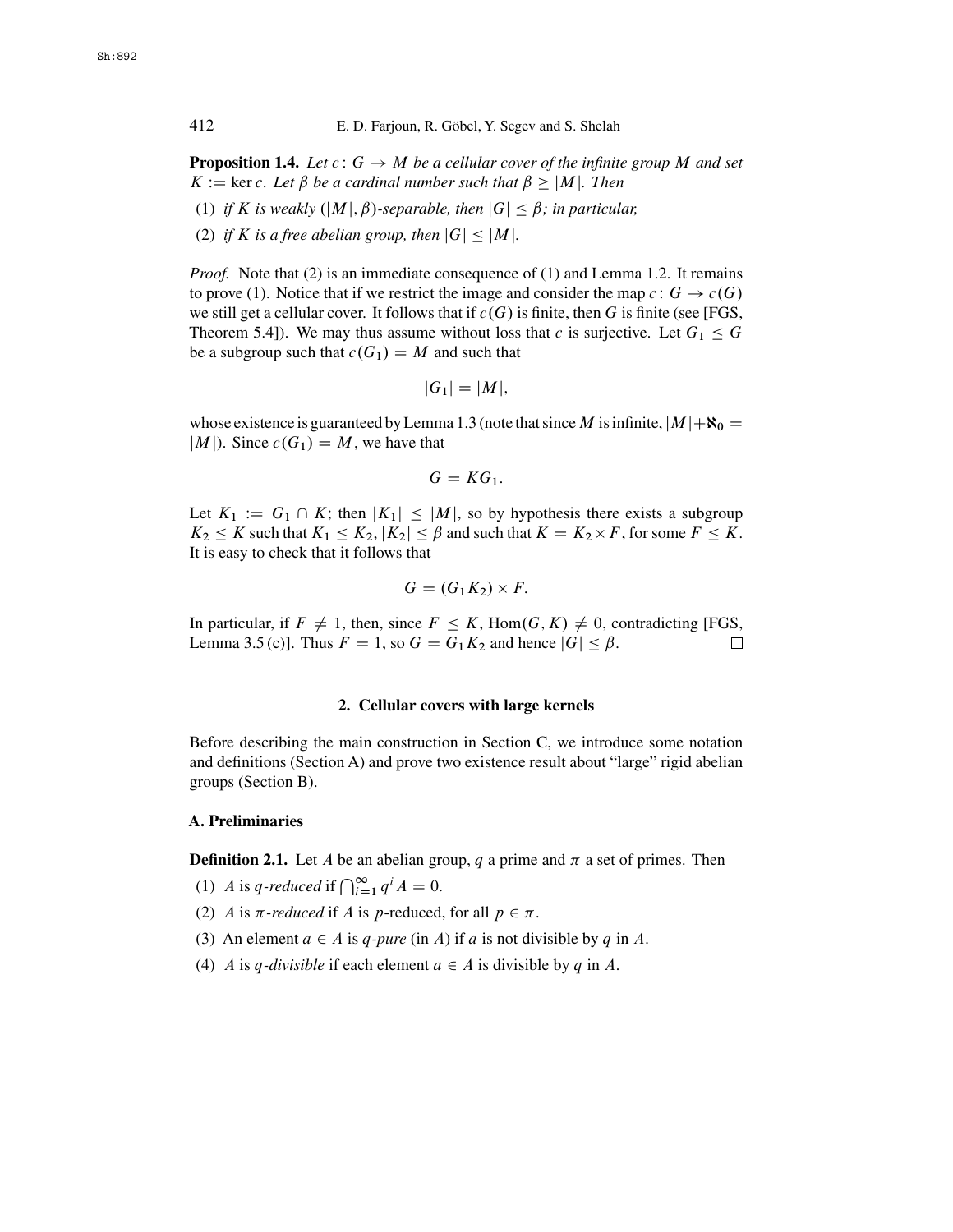**Proposition 1.4.** *Let $c\colon G \to M$ be a cellular cover of the infinite group $M$ and set $K := \ker c$. Let $\beta$ be a cardinal number such that $\beta \geq |M|$. Then*

(1) *if $K$ is weakly $(|M|, \beta)$-separable, then $|G| \leq \beta$; in particular,*

(2) *if $K$ is a free abelian group, then $|G| \leq |M|$.*

*Proof.* Note that (2) is an immediate consequence of (1) and Lemma 1.2. It remains to prove (1). Notice that if we restrict the image and consider the map $c\colon G \to c(G)$ we still get a cellular cover. It follows that if $c(G)$ is finite, then $G$ is finite (see [FGS, Theorem 5.4]). We may thus assume without loss that $c$ is surjective. Let $G_1 \leq G$ be a subgroup such that $c(G_1) = M$ and such that

$$|G_1| = |M|,$$

whose existence is guaranteed by Lemma 1.3 (note that since $M$ is infinite, $|M| + \aleph_0 = |M|$). Since $c(G_1) = M$, we have that

$$G = KG_1.$$

Let $K_1 := G_1 \cap K$; then $|K_1| \leq |M|$, so by hypothesis there exists a subgroup $K_2 \leq K$ such that $K_1 \leq K_2$, $|K_2| \leq \beta$ and such that $K = K_2 \times F$, for some $F \leq K$. It is easy to check that it follows that

$$G = (G_1 K_2) \times F.$$

In particular, if $F \neq 1$, then, since $F \leq K$, $\mathrm{Hom}(G, K) \neq 0$, contradicting [FGS, Lemma 3.5 (c)]. Thus $F = 1$, so $G = G_1 K_2$ and hence $|G| \leq \beta$. $\square$

## 2. Cellular covers with large kernels

Before describing the main construction in Section C, we introduce some notation and definitions (Section A) and prove two existence result about "large" rigid abelian groups (Section B).

### A. Preliminaries

**Definition 2.1.** Let $A$ be an abelian group, $q$ a prime and $\pi$ a set of primes. Then

(1) $A$ is *$q$-reduced* if $\bigcap_{i=1}^{\infty} q^i A = 0$.

(2) $A$ is *$\pi$-reduced* if $A$ is $p$-reduced, for all $p \in \pi$.

(3) An element $a \in A$ is *$q$-pure* (in $A$) if $a$ is not divisible by $q$ in $A$.

(4) $A$ is *$q$-divisible* if each element $a \in A$ is divisible by $q$ in $A$.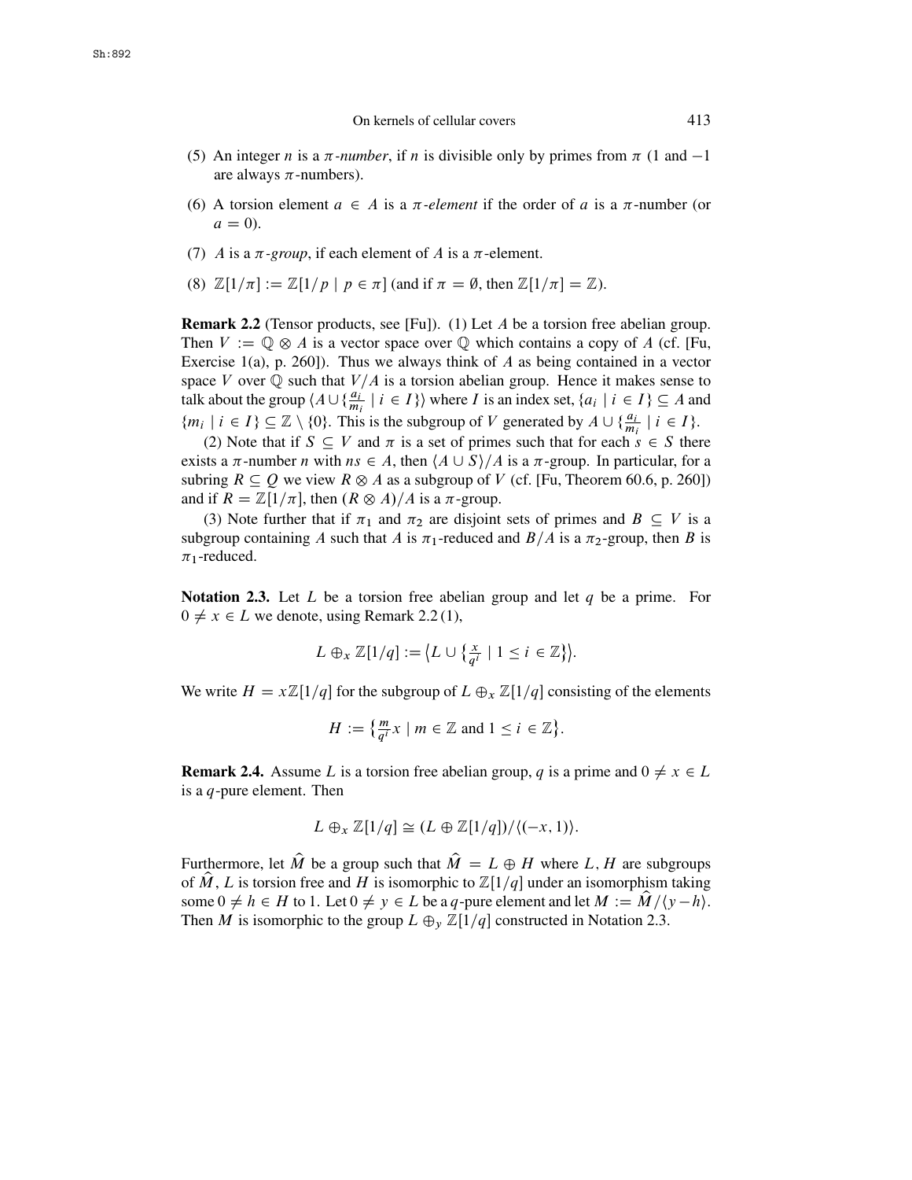(5) An integer $n$ is a $\pi$-*number*, if $n$ is divisible only by primes from $\pi$ (1 and $-1$ are always $\pi$-numbers).

(6) A torsion element $a \in A$ is a $\pi$-*element* if the order of $a$ is a $\pi$-number (or $a = 0$).

(7) $A$ is a $\pi$-*group*, if each element of $A$ is a $\pi$-element.

(8) $\mathbb{Z}[1/\pi] := \mathbb{Z}[1/p \mid p \in \pi]$ (and if $\pi = \emptyset$, then $\mathbb{Z}[1/\pi] = \mathbb{Z}$).

**Remark 2.2** (Tensor products, see [Fu]). (1) Let $A$ be a torsion free abelian group. Then $V := \mathbb{Q} \otimes A$ is a vector space over $\mathbb{Q}$ which contains a copy of $A$ (cf. [Fu, Exercise 1(a), p. 260]). Thus we always think of $A$ as being contained in a vector space $V$ over $\mathbb{Q}$ such that $V/A$ is a torsion abelian group. Hence it makes sense to talk about the group $\langle A \cup \{\frac{a_i}{m_i} \mid i \in I\}\rangle$ where $I$ is an index set, $\{a_i \mid i \in I\} \subseteq A$ and $\{m_i \mid i \in I\} \subseteq \mathbb{Z} \setminus \{0\}$. This is the subgroup of $V$ generated by $A \cup \{\frac{a_i}{m_i} \mid i \in I\}$.

(2) Note that if $S \subseteq V$ and $\pi$ is a set of primes such that for each $s \in S$ there exists a $\pi$-number $n$ with $ns \in A$, then $\langle A \cup S\rangle/A$ is a $\pi$-group. In particular, for a subring $R \subseteq Q$ we view $R \otimes A$ as a subgroup of $V$ (cf. [Fu, Theorem 60.6, p. 260]) and if $R = \mathbb{Z}[1/\pi]$, then $(R \otimes A)/A$ is a $\pi$-group.

(3) Note further that if $\pi_1$ and $\pi_2$ are disjoint sets of primes and $B \subseteq V$ is a subgroup containing $A$ such that $A$ is $\pi_1$-reduced and $B/A$ is a $\pi_2$-group, then $B$ is $\pi_1$-reduced.

**Notation 2.3.** Let $L$ be a torsion free abelian group and let $q$ be a prime. For $0 \neq x \in L$ we denote, using Remark 2.2 (1),

$$L \oplus_x \mathbb{Z}[1/q] := \left\langle L \cup \left\{\tfrac{x}{q^i} \mid 1 \leq i \in \mathbb{Z}\right\}\right\rangle.$$

We write $H = x\mathbb{Z}[1/q]$ for the subgroup of $L \oplus_x \mathbb{Z}[1/q]$ consisting of the elements

$$H := \left\{\tfrac{m}{q^i} x \mid m \in \mathbb{Z} \text{ and } 1 \leq i \in \mathbb{Z}\right\}.$$

**Remark 2.4.** Assume $L$ is a torsion free abelian group, $q$ is a prime and $0 \neq x \in L$ is a $q$-pure element. Then

$$L \oplus_x \mathbb{Z}[1/q] \cong (L \oplus \mathbb{Z}[1/q])/\langle(-x, 1)\rangle.$$

Furthermore, let $\widehat{M}$ be a group such that $\widehat{M} = L \oplus H$ where $L, H$ are subgroups of $\widehat{M}$, $L$ is torsion free and $H$ is isomorphic to $\mathbb{Z}[1/q]$ under an isomorphism taking some $0 \neq h \in H$ to 1. Let $0 \neq y \in L$ be a $q$-pure element and let $M := \widehat{M}/\langle y - h\rangle$. Then $M$ is isomorphic to the group $L \oplus_y \mathbb{Z}[1/q]$ constructed in Notation 2.3.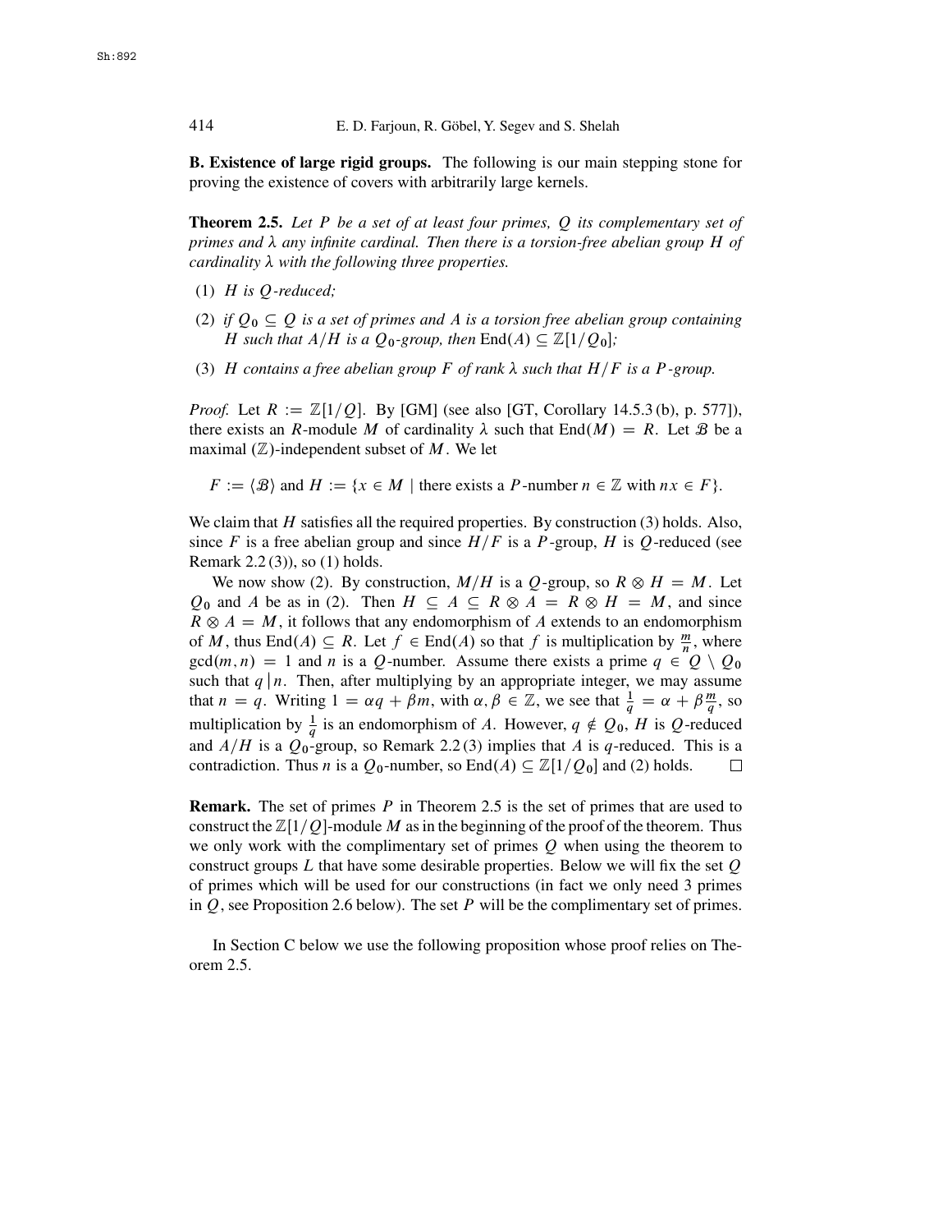**B. Existence of large rigid groups.** The following is our main stepping stone for proving the existence of covers with arbitrarily large kernels.

**Theorem 2.5.** *Let $P$ be a set of at least four primes, $Q$ its complementary set of primes and $\lambda$ any infinite cardinal. Then there is a torsion-free abelian group $H$ of cardinality $\lambda$ with the following three properties.*

1. *$H$ is $Q$-reduced;*
2. *if $Q_0 \subseteq Q$ is a set of primes and $A$ is a torsion free abelian group containing $H$ such that $A/H$ is a $Q_0$-group, then $\mathrm{End}(A) \subseteq \mathbb{Z}[1/Q_0]$;*
3. *$H$ contains a free abelian group $F$ of rank $\lambda$ such that $H/F$ is a $P$-group.*

*Proof.* Let $R := \mathbb{Z}[1/Q]$. By [GM] (see also [GT, Corollary 14.5.3 (b), p. 577]), there exists an $R$-module $M$ of cardinality $\lambda$ such that $\mathrm{End}(M) = R$. Let $\mathcal{B}$ be a maximal ($\mathbb{Z}$)-independent subset of $M$. We let

$$F := \langle \mathcal{B} \rangle \text{ and } H := \{x \in M \mid \text{there exists a } P\text{-number } n \in \mathbb{Z} \text{ with } nx \in F\}.$$

We claim that $H$ satisfies all the required properties. By construction (3) holds. Also, since $F$ is a free abelian group and since $H/F$ is a $P$-group, $H$ is $Q$-reduced (see Remark 2.2 (3)), so (1) holds.

We now show (2). By construction, $M/H$ is a $Q$-group, so $R \otimes H = M$. Let $Q_0$ and $A$ be as in (2). Then $H \subseteq A \subseteq R \otimes A = R \otimes H = M$, and since $R \otimes A = M$, it follows that any endomorphism of $A$ extends to an endomorphism of $M$, thus $\mathrm{End}(A) \subseteq R$. Let $f \in \mathrm{End}(A)$ so that $f$ is multiplication by $\frac{m}{n}$, where $\gcd(m, n) = 1$ and $n$ is a $Q$-number. Assume there exists a prime $q \in Q \setminus Q_0$ such that $q \mid n$. Then, after multiplying by an appropriate integer, we may assume that $n = q$. Writing $1 = \alpha q + \beta m$, with $\alpha, \beta \in \mathbb{Z}$, we see that $\frac{1}{q} = \alpha + \beta \frac{m}{q}$, so multiplication by $\frac{1}{q}$ is an endomorphism of $A$. However, $q \notin Q_0$, $H$ is $Q$-reduced and $A/H$ is a $Q_0$-group, so Remark 2.2 (3) implies that $A$ is $q$-reduced. This is a contradiction. Thus $n$ is a $Q_0$-number, so $\mathrm{End}(A) \subseteq \mathbb{Z}[1/Q_0]$ and (2) holds. $\square$

**Remark.** The set of primes $P$ in Theorem 2.5 is the set of primes that are used to construct the $\mathbb{Z}[1/Q]$-module $M$ as in the beginning of the proof of the theorem. Thus we only work with the complimentary set of primes $Q$ when using the theorem to construct groups $L$ that have some desirable properties. Below we will fix the set $Q$ of primes which will be used for our constructions (in fact we only need 3 primes in $Q$, see Proposition 2.6 below). The set $P$ will be the complimentary set of primes.

In Section C below we use the following proposition whose proof relies on Theorem 2.5.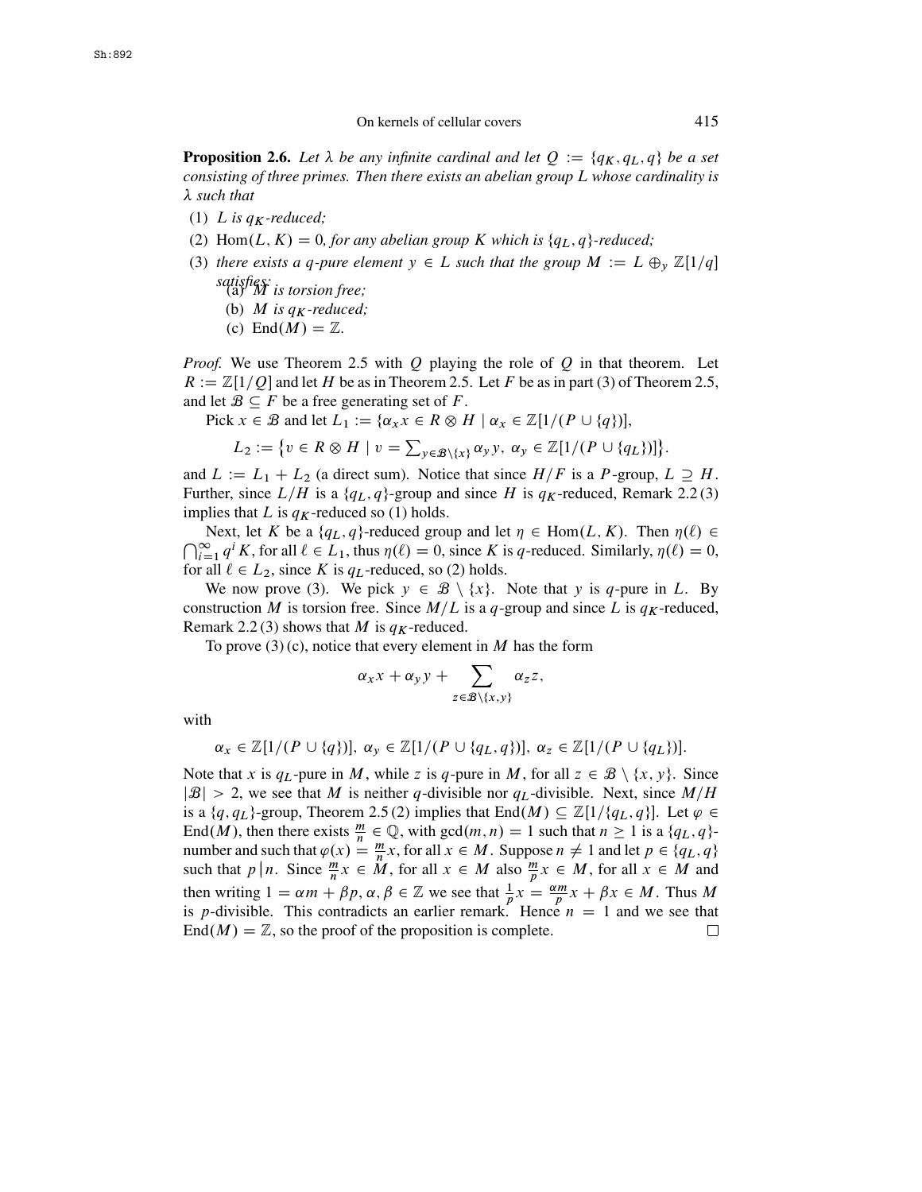**Proposition 2.6.** *Let $\lambda$ be any infinite cardinal and let $Q := \{q_K, q_L, q\}$ be a set consisting of three primes. Then there exists an abelian group $L$ whose cardinality is $\lambda$ such that*

1. *$L$ is $q_K$-reduced;*
2. *$\mathrm{Hom}(L, K) = 0$, for any abelian group $K$ which is $\{q_L, q\}$-reduced;*
3. *there exists a $q$-pure element $y \in L$ such that the group $M := L \oplus_y \mathbb{Z}[1/q]$ satisfies:*
   - (a) *$M$ is torsion free;*
   - (b) *$M$ is $q_K$-reduced;*
   - (c) *$\mathrm{End}(M) = \mathbb{Z}$.*

*Proof.* We use Theorem 2.5 with $Q$ playing the role of $Q$ in that theorem. Let $R := \mathbb{Z}[1/Q]$ and let $H$ be as in Theorem 2.5. Let $F$ be as in part (3) of Theorem 2.5, and let $\mathcal{B} \subseteq F$ be a free generating set of $F$.

Pick $x \in \mathcal{B}$ and let $L_1 := \{\alpha_x x \in R \otimes H \mid \alpha_x \in \mathbb{Z}[1/(P \cup \{q\})]$,

$$L_2 := \{v \in R \otimes H \mid v = \textstyle\sum_{y \in \mathcal{B}\setminus\{x\}} \alpha_y y,\ \alpha_y \in \mathbb{Z}[1/(P \cup \{q_L\})]\}.$$

and $L := L_1 + L_2$ (a direct sum). Notice that since $H/F$ is a $P$-group, $L \supseteq H$. Further, since $L/H$ is a $\{q_L, q\}$-group and since $H$ is $q_K$-reduced, Remark 2.2 (3) implies that $L$ is $q_K$-reduced so (1) holds.

Next, let $K$ be a $\{q_L, q\}$-reduced group and let $\eta \in \mathrm{Hom}(L, K)$. Then $\eta(\ell) \in \bigcap_{i=1}^{\infty} q^i K$, for all $\ell \in L_1$, thus $\eta(\ell) = 0$, since $K$ is $q$-reduced. Similarly, $\eta(\ell) = 0$, for all $\ell \in L_2$, since $K$ is $q_L$-reduced, so (2) holds.

We now prove (3). We pick $y \in \mathcal{B} \setminus \{x\}$. Note that $y$ is $q$-pure in $L$. By construction $M$ is torsion free. Since $M/L$ is a $q$-group and since $L$ is $q_K$-reduced, Remark 2.2 (3) shows that $M$ is $q_K$-reduced.

To prove (3) (c), notice that every element in $M$ has the form

$$\alpha_x x + \alpha_y y + \sum_{z \in \mathcal{B}\setminus\{x,y\}} \alpha_z z,$$

with

$$\alpha_x \in \mathbb{Z}[1/(P \cup \{q\})],\ \alpha_y \in \mathbb{Z}[1/(P \cup \{q_L, q\})],\ \alpha_z \in \mathbb{Z}[1/(P \cup \{q_L\})].$$

Note that $x$ is $q_L$-pure in $M$, while $z$ is $q$-pure in $M$, for all $z \in \mathcal{B} \setminus \{x, y\}$. Since $|\mathcal{B}| > 2$, we see that $M$ is neither $q$-divisible nor $q_L$-divisible. Next, since $M/H$ is a $\{q, q_L\}$-group, Theorem 2.5 (2) implies that $\mathrm{End}(M) \subseteq \mathbb{Z}[1/\{q_L, q\}]$. Let $\varphi \in \mathrm{End}(M)$, then there exists $\frac{m}{n} \in \mathbb{Q}$, with $\gcd(m, n) = 1$ such that $n \geq 1$ is a $\{q_L, q\}$-number and such that $\varphi(x) = \frac{m}{n}x$, for all $x \in M$. Suppose $n \neq 1$ and let $p \in \{q_L, q\}$ such that $p \,|\, n$. Since $\frac{m}{n}x \in M$, for all $x \in M$ also $\frac{m}{p}x \in M$, for all $x \in M$ and then writing $1 = \alpha m + \beta p$, $\alpha, \beta \in \mathbb{Z}$ we see that $\frac{1}{p}x = \frac{\alpha m}{p}x + \beta x \in M$. Thus $M$ is $p$-divisible. This contradicts an earlier remark. Hence $n = 1$ and we see that $\mathrm{End}(M) = \mathbb{Z}$, so the proof of the proposition is complete. $\square$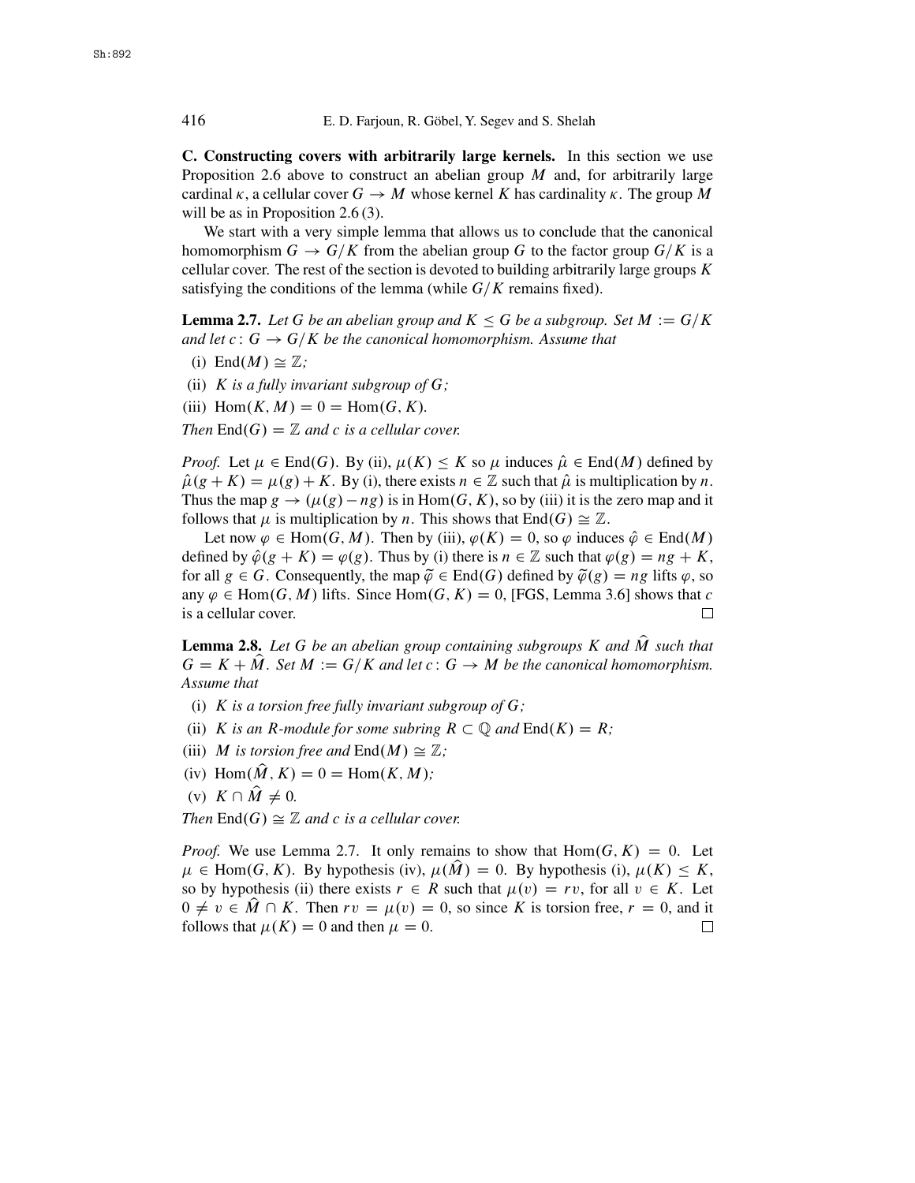**C. Constructing covers with arbitrarily large kernels.** In this section we use Proposition 2.6 above to construct an abelian group $M$ and, for arbitrarily large cardinal $\kappa$, a cellular cover $G \to M$ whose kernel $K$ has cardinality $\kappa$. The group $M$ will be as in Proposition 2.6 (3).

We start with a very simple lemma that allows us to conclude that the canonical homomorphism $G \to G/K$ from the abelian group $G$ to the factor group $G/K$ is a cellular cover. The rest of the section is devoted to building arbitrarily large groups $K$ satisfying the conditions of the lemma (while $G/K$ remains fixed).

**Lemma 2.7.** *Let $G$ be an abelian group and $K \leq G$ be a subgroup. Set $M := G/K$ and let $c\colon G \to G/K$ be the canonical homomorphism. Assume that*

(i) $\mathrm{End}(M) \cong \mathbb{Z}$*;*

(ii) *$K$ is a fully invariant subgroup of $G$;*

(iii) $\mathrm{Hom}(K, M) = 0 = \mathrm{Hom}(G, K)$.

*Then* $\mathrm{End}(G) = \mathbb{Z}$ *and $c$ is a cellular cover.*

*Proof.* Let $\mu \in \mathrm{End}(G)$. By (ii), $\mu(K) \leq K$ so $\mu$ induces $\hat{\mu} \in \mathrm{End}(M)$ defined by $\hat{\mu}(g + K) = \mu(g) + K$. By (i), there exists $n \in \mathbb{Z}$ such that $\hat{\mu}$ is multiplication by $n$. Thus the map $g \to (\mu(g) - ng)$ is in $\mathrm{Hom}(G, K)$, so by (iii) it is the zero map and it follows that $\mu$ is multiplication by $n$. This shows that $\mathrm{End}(G) \cong \mathbb{Z}$.

Let now $\varphi \in \mathrm{Hom}(G, M)$. Then by (iii), $\varphi(K) = 0$, so $\varphi$ induces $\hat{\varphi} \in \mathrm{End}(M)$ defined by $\hat{\varphi}(g + K) = \varphi(g)$. Thus by (i) there is $n \in \mathbb{Z}$ such that $\varphi(g) = ng + K$, for all $g \in G$. Consequently, the map $\widetilde{\varphi} \in \mathrm{End}(G)$ defined by $\widetilde{\varphi}(g) = ng$ lifts $\varphi$, so any $\varphi \in \mathrm{Hom}(G, M)$ lifts. Since $\mathrm{Hom}(G, K) = 0$, [FGS, Lemma 3.6] shows that $c$ is a cellular cover. □

**Lemma 2.8.** *Let $G$ be an abelian group containing subgroups $K$ and $\widehat{M}$ such that $G = K + \widehat{M}$. Set $M := G/K$ and let $c\colon G \to M$ be the canonical homomorphism. Assume that*

(i) *$K$ is a torsion free fully invariant subgroup of $G$;*

(ii) *$K$ is an $R$-module for some subring $R \subset \mathbb{Q}$ and* $\mathrm{End}(K) = R$*;*

(iii) *$M$ is torsion free and* $\mathrm{End}(M) \cong \mathbb{Z}$*;*

(iv) $\mathrm{Hom}(\widehat{M}, K) = 0 = \mathrm{Hom}(K, M)$*;*

(v) $K \cap \widehat{M} \neq 0$.

*Then* $\mathrm{End}(G) \cong \mathbb{Z}$ *and $c$ is a cellular cover.*

*Proof.* We use Lemma 2.7. It only remains to show that $\mathrm{Hom}(G, K) = 0$. Let $\mu \in \mathrm{Hom}(G, K)$. By hypothesis (iv), $\mu(\widehat{M}) = 0$. By hypothesis (i), $\mu(K) \leq K$, so by hypothesis (ii) there exists $r \in R$ such that $\mu(v) = rv$, for all $v \in K$. Let $0 \neq v \in \widehat{M} \cap K$. Then $rv = \mu(v) = 0$, so since $K$ is torsion free, $r = 0$, and it follows that $\mu(K) = 0$ and then $\mu = 0$. □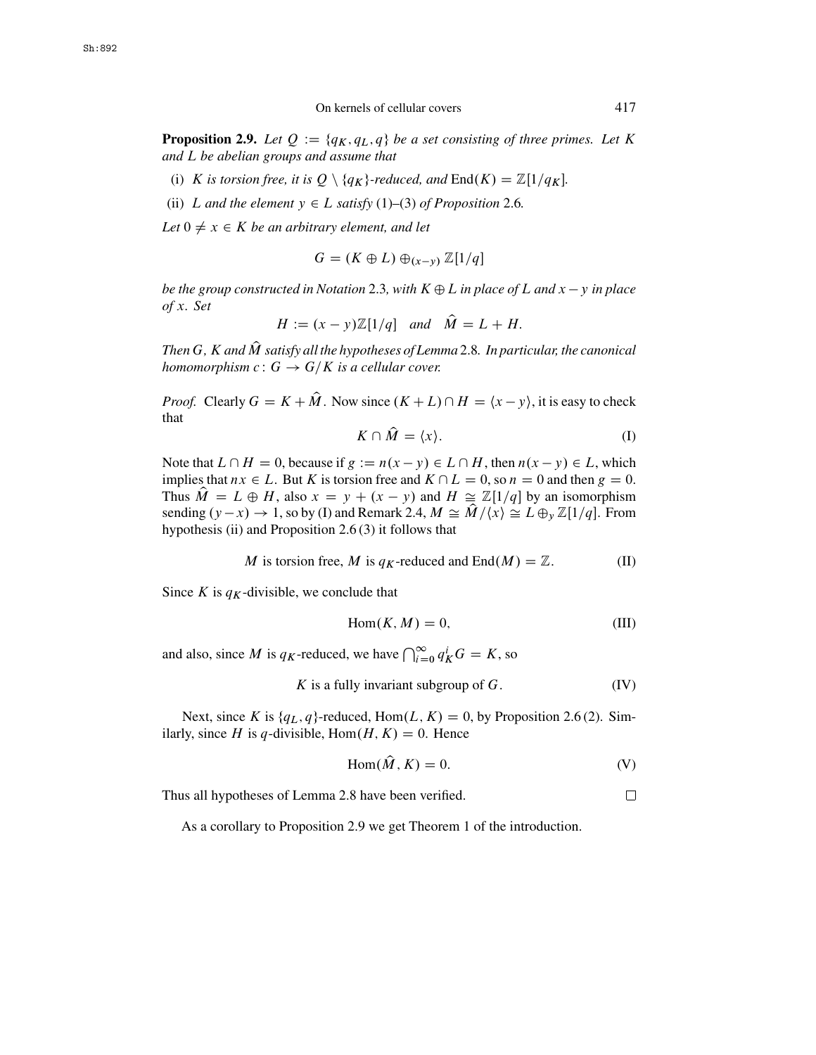**Proposition 2.9.** *Let $Q := \{q_K, q_L, q\}$ be a set consisting of three primes. Let $K$ and $L$ be abelian groups and assume that*

(i) *$K$ is torsion free, it is $Q \setminus \{q_K\}$-reduced, and $\operatorname{End}(K) = \mathbb{Z}[1/q_K]$.*

(ii) *$L$ and the element $y \in L$ satisfy* (1)–(3) *of Proposition* 2.6*.*

*Let $0 \neq x \in K$ be an arbitrary element, and let*

$$G = (K \oplus L) \oplus_{(x-y)} \mathbb{Z}[1/q]$$

*be the group constructed in Notation* 2.3*, with $K \oplus L$ in place of $L$ and $x - y$ in place of $x$. Set*

$$H := (x - y)\mathbb{Z}[1/q] \quad \text{and} \quad \widehat{M} = L + H.$$

*Then $G$, $K$ and $\widehat{M}$ satisfy all the hypotheses of Lemma* 2.8*. In particular, the canonical homomorphism $c\colon G \to G/K$ is a cellular cover.*

*Proof.* Clearly $G = K + \widehat{M}$. Now since $(K + L) \cap H = \langle x - y\rangle$, it is easy to check that

$$K \cap \widehat{M} = \langle x\rangle. \tag{I}$$

Note that $L \cap H = 0$, because if $g := n(x - y) \in L \cap H$, then $n(x - y) \in L$, which implies that $nx \in L$. But $K$ is torsion free and $K \cap L = 0$, so $n = 0$ and then $g = 0$. Thus $\widehat{M} = L \oplus H$, also $x = y + (x - y)$ and $H \cong \mathbb{Z}[1/q]$ by an isomorphism sending $(y - x) \to 1$, so by (I) and Remark 2.4, $M \cong \widehat{M}/\langle x\rangle \cong L \oplus_y \mathbb{Z}[1/q]$. From hypothesis (ii) and Proposition 2.6 (3) it follows that

$$M \text{ is torsion free, } M \text{ is } q_K\text{-reduced and } \operatorname{End}(M) = \mathbb{Z}. \tag{II}$$

Since $K$ is $q_K$-divisible, we conclude that

$$\operatorname{Hom}(K, M) = 0, \tag{III}$$

and also, since $M$ is $q_K$-reduced, we have $\bigcap_{i=0}^{\infty} q_K^i G = K$, so

$$K \text{ is a fully invariant subgroup of } G. \tag{IV}$$

Next, since $K$ is $\{q_L, q\}$-reduced, $\operatorname{Hom}(L, K) = 0$, by Proposition 2.6 (2). Similarly, since $H$ is $q$-divisible, $\operatorname{Hom}(H, K) = 0$. Hence

$$\operatorname{Hom}(\widehat{M}, K) = 0. \tag{V}$$

Thus all hypotheses of Lemma 2.8 have been verified. □

As a corollary to Proposition 2.9 we get Theorem 1 of the introduction.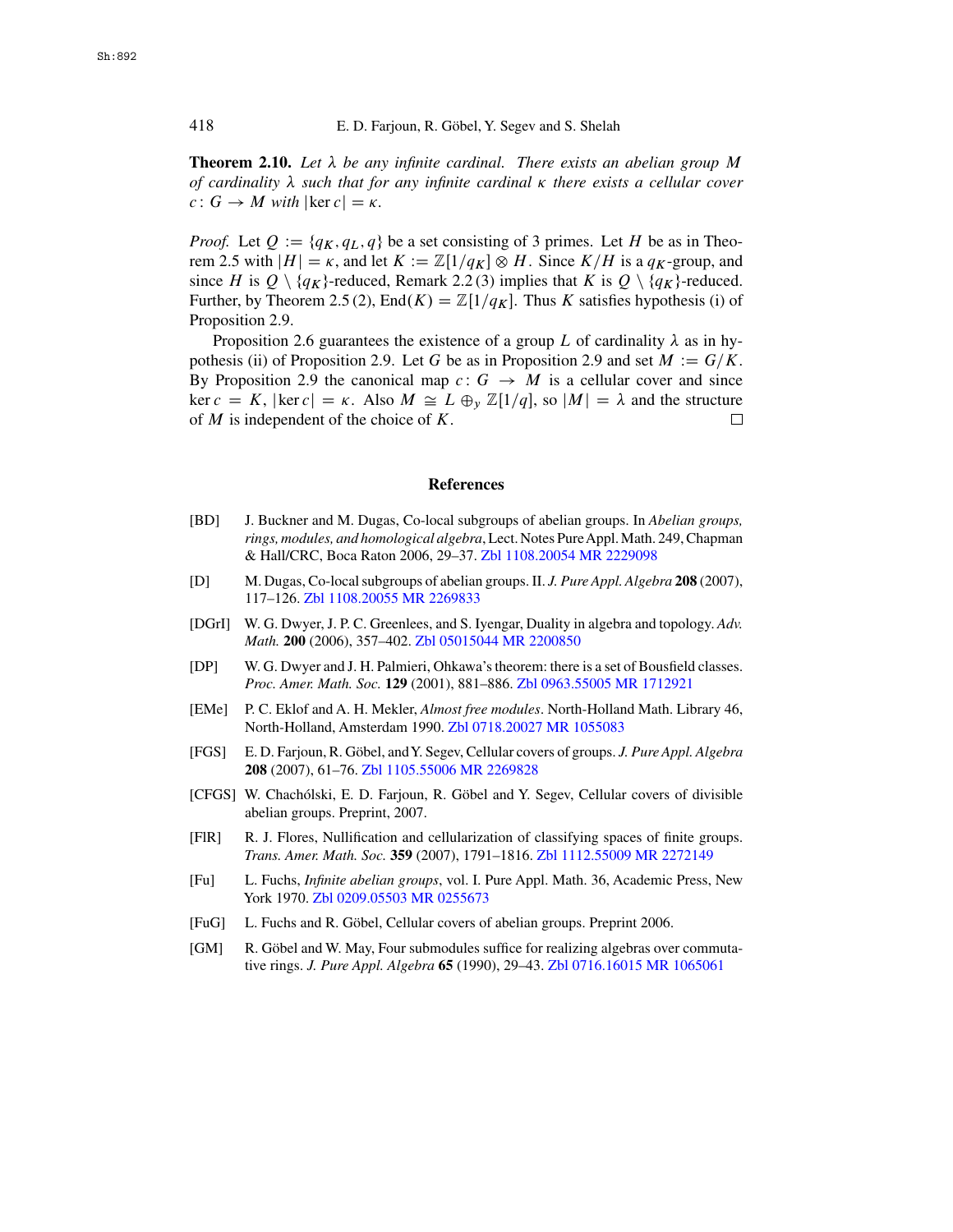**Theorem 2.10.** *Let $\lambda$ be any infinite cardinal. There exists an abelian group $M$ of cardinality $\lambda$ such that for any infinite cardinal $\kappa$ there exists a cellular cover $c\colon G \to M$ with $|\ker c| = \kappa$.*

*Proof.* Let $Q := \{q_K, q_L, q\}$ be a set consisting of 3 primes. Let $H$ be as in Theorem 2.5 with $|H| = \kappa$, and let $K := \mathbb{Z}[1/q_K] \otimes H$. Since $K/H$ is a $q_K$-group, and since $H$ is $Q \setminus \{q_K\}$-reduced, Remark 2.2 (3) implies that $K$ is $Q \setminus \{q_K\}$-reduced. Further, by Theorem 2.5 (2), $\operatorname{End}(K) = \mathbb{Z}[1/q_K]$. Thus $K$ satisfies hypothesis (i) of Proposition 2.9.

Proposition 2.6 guarantees the existence of a group $L$ of cardinality $\lambda$ as in hypothesis (ii) of Proposition 2.9. Let $G$ be as in Proposition 2.9 and set $M := G/K$. By Proposition 2.9 the canonical map $c\colon G \to M$ is a cellular cover and since $\ker c = K$, $|\ker c| = \kappa$. Also $M \cong L \oplus_y \mathbb{Z}[1/q]$, so $|M| = \lambda$ and the structure of $M$ is independent of the choice of $K$. □

## References

[BD] J. Buckner and M. Dugas, Co-local subgroups of abelian groups. In *Abelian groups, rings, modules, and homological algebra*, Lect. Notes Pure Appl. Math. 249, Chapman & Hall/CRC, Boca Raton 2006, 29–37. Zbl 1108.20054 MR 2229098

[D] M. Dugas, Co-local subgroups of abelian groups. II. *J. Pure Appl. Algebra* **208** (2007), 117–126. Zbl 1108.20055 MR 2269833

[DGrI] W. G. Dwyer, J. P. C. Greenlees, and S. Iyengar, Duality in algebra and topology. *Adv. Math.* **200** (2006), 357–402. Zbl 05015044 MR 2200850

[DP] W. G. Dwyer and J. H. Palmieri, Ohkawa's theorem: there is a set of Bousfield classes. *Proc. Amer. Math. Soc.* **129** (2001), 881–886. Zbl 0963.55005 MR 1712921

[EMe] P. C. Eklof and A. H. Mekler, *Almost free modules*. North-Holland Math. Library 46, North-Holland, Amsterdam 1990. Zbl 0718.20027 MR 1055083

[FGS] E. D. Farjoun, R. Göbel, and Y. Segev, Cellular covers of groups. *J. Pure Appl. Algebra* **208** (2007), 61–76. Zbl 1105.55006 MR 2269828

[CFGS] W. Chachólski, E. D. Farjoun, R. Göbel and Y. Segev, Cellular covers of divisible abelian groups. Preprint, 2007.

[FlR] R. J. Flores, Nullification and cellularization of classifying spaces of finite groups. *Trans. Amer. Math. Soc.* **359** (2007), 1791–1816. Zbl 1112.55009 MR 2272149

[Fu] L. Fuchs, *Infinite abelian groups*, vol. I. Pure Appl. Math. 36, Academic Press, New York 1970. Zbl 0209.05503 MR 0255673

[FuG] L. Fuchs and R. Göbel, Cellular covers of abelian groups. Preprint 2006.

[GM] R. Göbel and W. May, Four submodules suffice for realizing algebras over commutative rings. *J. Pure Appl. Algebra* **65** (1990), 29–43. Zbl 0716.16015 MR 1065061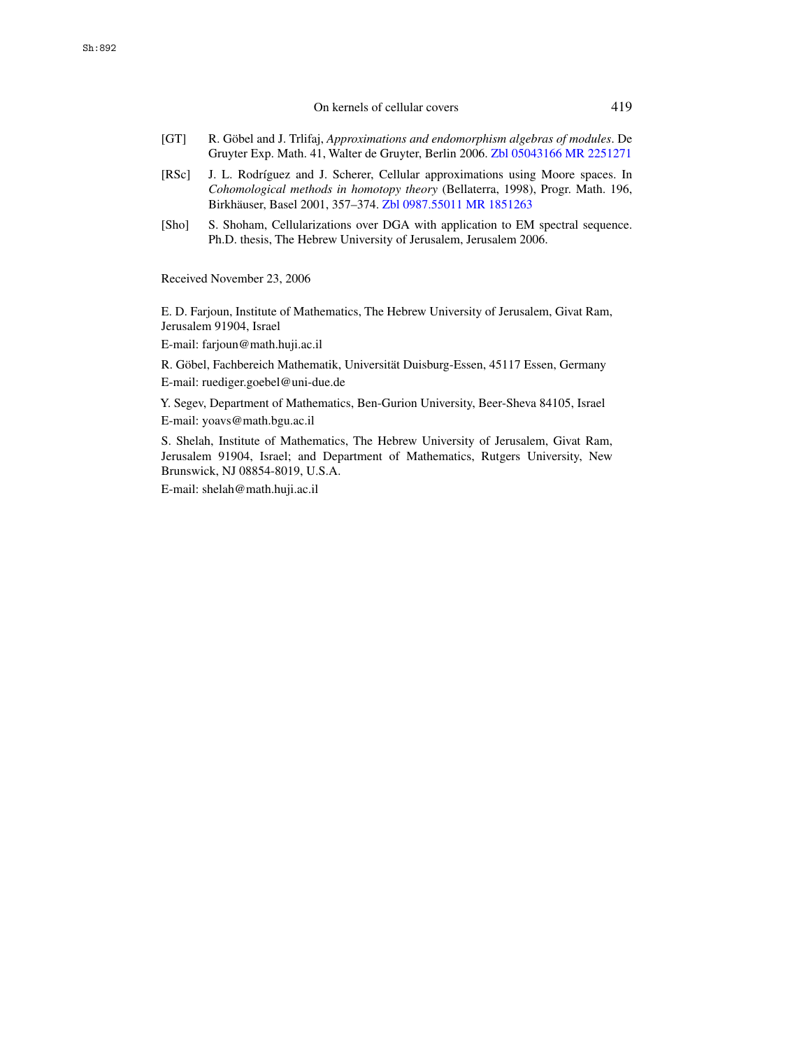[GT] R. Göbel and J. Trlifaj, *Approximations and endomorphism algebras of modules*. De Gruyter Exp. Math. 41, Walter de Gruyter, Berlin 2006. Zbl 05043166 MR 2251271

[RSc] J. L. Rodríguez and J. Scherer, Cellular approximations using Moore spaces. In *Cohomological methods in homotopy theory* (Bellaterra, 1998), Progr. Math. 196, Birkhäuser, Basel 2001, 357–374. Zbl 0987.55011 MR 1851263

[Sho] S. Shoham, Cellularizations over DGA with application to EM spectral sequence. Ph.D. thesis, The Hebrew University of Jerusalem, Jerusalem 2006.

Received November 23, 2006

E. D. Farjoun, Institute of Mathematics, The Hebrew University of Jerusalem, Givat Ram, Jerusalem 91904, Israel

E-mail: farjoun@math.huji.ac.il

R. Göbel, Fachbereich Mathematik, Universität Duisburg-Essen, 45117 Essen, Germany

E-mail: ruediger.goebel@uni-due.de

Y. Segev, Department of Mathematics, Ben-Gurion University, Beer-Sheva 84105, Israel

E-mail: yoavs@math.bgu.ac.il

S. Shelah, Institute of Mathematics, The Hebrew University of Jerusalem, Givat Ram, Jerusalem 91904, Israel; and Department of Mathematics, Rutgers University, New Brunswick, NJ 08854-8019, U.S.A.

E-mail: shelah@math.huji.ac.il